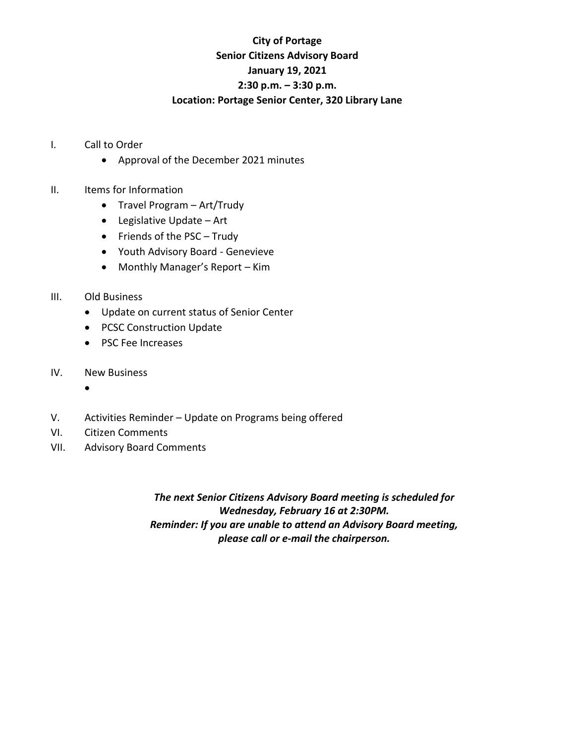**City of Portage**
**Senior Citizens Advisory Board**
**January 19, 2021**
**2:30 p.m. – 3:30 p.m.**
**Location: Portage Senior Center, 320 Library Lane**

I. Call to Order
- Approval of the December 2021 minutes

II. Items for Information
- Travel Program – Art/Trudy
- Legislative Update – Art
- Friends of the PSC – Trudy
- Youth Advisory Board - Genevieve
- Monthly Manager's Report – Kim

III. Old Business
- Update on current status of Senior Center
- PCSC Construction Update
- PSC Fee Increases

IV. New Business
- 

V. Activities Reminder – Update on Programs being offered

VI. Citizen Comments

VII. Advisory Board Comments

***The next Senior Citizens Advisory Board meeting is scheduled for Wednesday, February 16 at 2:30PM.***
***Reminder: If you are unable to attend an Advisory Board meeting, please call or e-mail the chairperson.***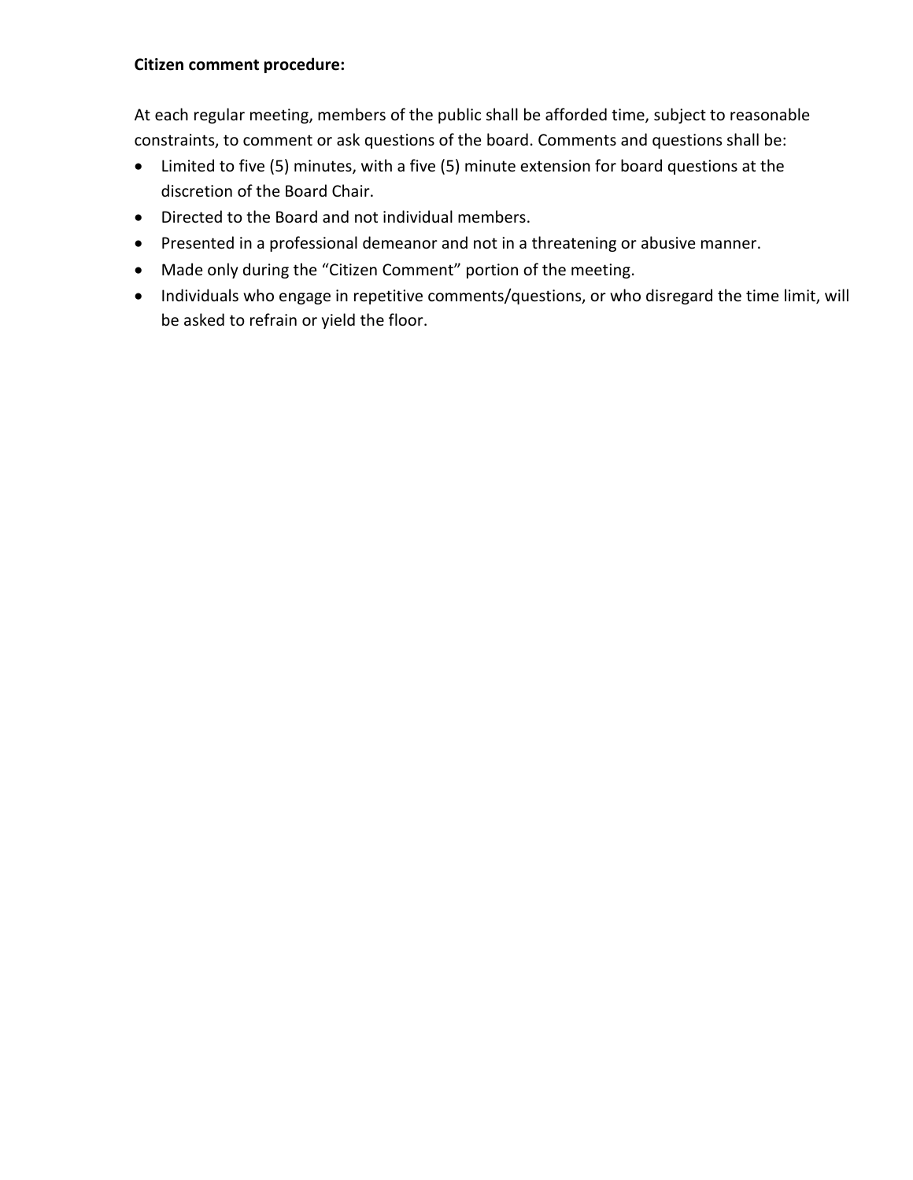**Citizen comment procedure:**

At each regular meeting, members of the public shall be afforded time, subject to reasonable constraints, to comment or ask questions of the board. Comments and questions shall be:

- Limited to five (5) minutes, with a five (5) minute extension for board questions at the discretion of the Board Chair.
- Directed to the Board and not individual members.
- Presented in a professional demeanor and not in a threatening or abusive manner.
- Made only during the “Citizen Comment” portion of the meeting.
- Individuals who engage in repetitive comments/questions, or who disregard the time limit, will be asked to refrain or yield the floor.